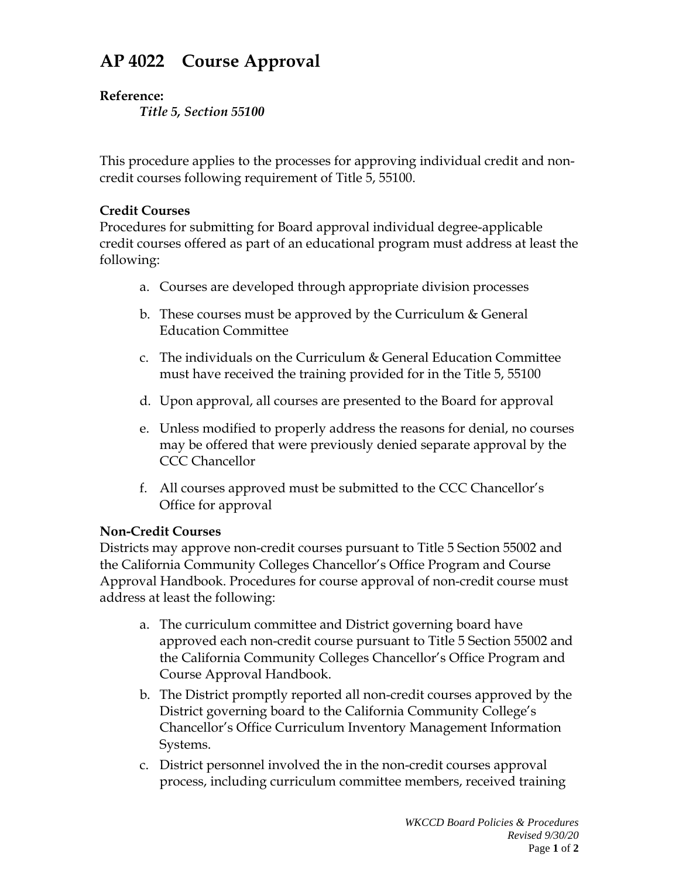# AP 4022 Course Approval

**Reference:**

*Title 5, Section 55100*

This procedure applies to the processes for approving individual credit and non-credit courses following requirement of Title 5, 55100.

**Credit Courses**

Procedures for submitting for Board approval individual degree-applicable credit courses offered as part of an educational program must address at least the following:

a. Courses are developed through appropriate division processes

b. These courses must be approved by the Curriculum & General Education Committee

c. The individuals on the Curriculum & General Education Committee must have received the training provided for in the Title 5, 55100

d. Upon approval, all courses are presented to the Board for approval

e. Unless modified to properly address the reasons for denial, no courses may be offered that were previously denied separate approval by the CCC Chancellor

f. All courses approved must be submitted to the CCC Chancellor's Office for approval

**Non-Credit Courses**

Districts may approve non-credit courses pursuant to Title 5 Section 55002 and the California Community Colleges Chancellor's Office Program and Course Approval Handbook. Procedures for course approval of non-credit course must address at least the following:

a. The curriculum committee and District governing board have approved each non-credit course pursuant to Title 5 Section 55002 and the California Community Colleges Chancellor's Office Program and Course Approval Handbook.

b. The District promptly reported all non-credit courses approved by the District governing board to the California Community College's Chancellor's Office Curriculum Inventory Management Information Systems.

c. District personnel involved the in the non-credit courses approval process, including curriculum committee members, received training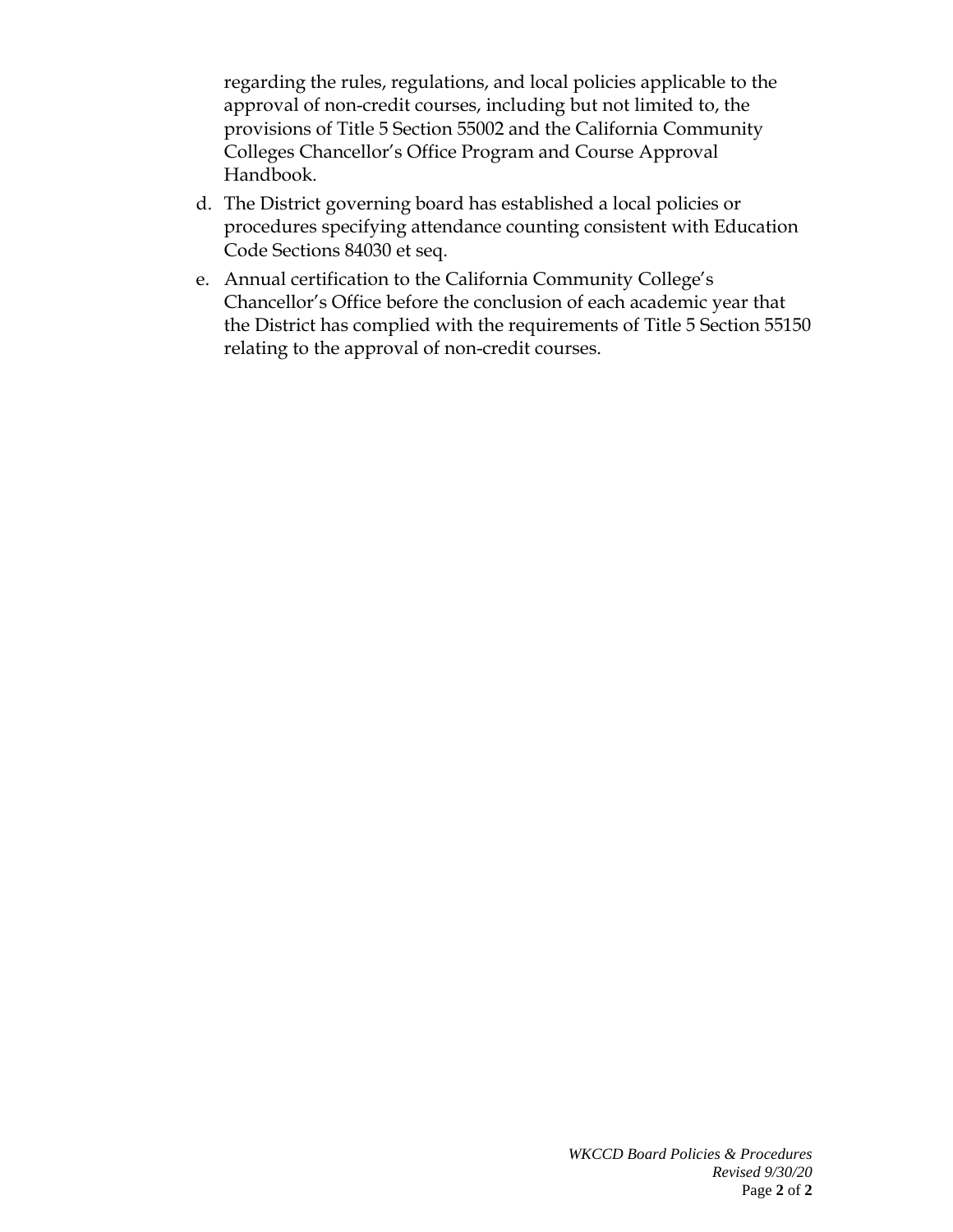regarding the rules, regulations, and local policies applicable to the approval of non-credit courses, including but not limited to, the provisions of Title 5 Section 55002 and the California Community Colleges Chancellor's Office Program and Course Approval Handbook.

d. The District governing board has established a local policies or procedures specifying attendance counting consistent with Education Code Sections 84030 et seq.

e. Annual certification to the California Community College's Chancellor's Office before the conclusion of each academic year that the District has complied with the requirements of Title 5 Section 55150 relating to the approval of non-credit courses.